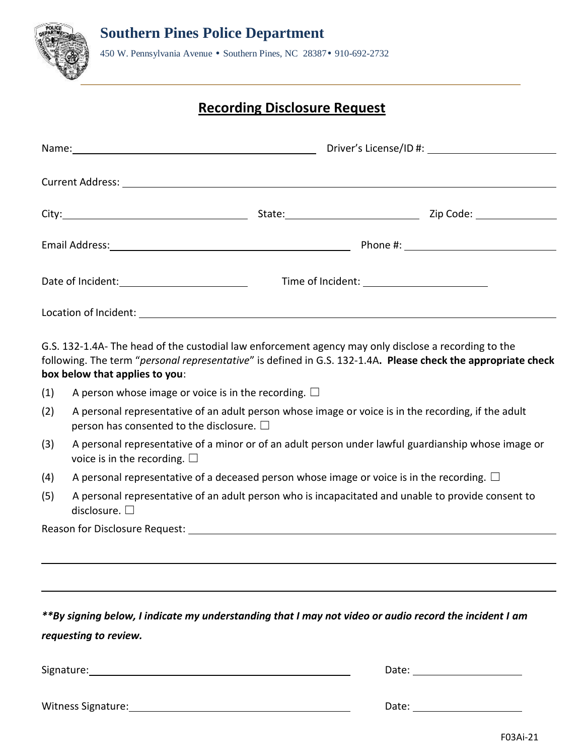# Southern Pines Police Department

450 W. Pennsylvania Avenue • Southern Pines, NC 28387• 910-692-2732

## Recording Disclosure Request

Name: ______________________________ Driver's License/ID #: ____________________

Current Address: ______________________________________________________________

City: ______________________ State: ____________________ Zip Code: ______________

Email Address: ______________________________ Phone #: ______________________

Date of Incident: ____________________ Time of Incident: ____________________

Location of Incident: ___________________________________________________________

G.S. 132-1.4A- The head of the custodial law enforcement agency may only disclose a recording to the following. The term "*personal representative*" is defined in G.S. 132-1.4A**. Please check the appropriate check box below that applies to you**:

(1) A person whose image or voice is in the recording. ☐

(2) A personal representative of an adult person whose image or voice is in the recording, if the adult person has consented to the disclosure. ☐

(3) A personal representative of a minor or of an adult person under lawful guardianship whose image or voice is in the recording. ☐

(4) A personal representative of a deceased person whose image or voice is in the recording. ☐

(5) A personal representative of an adult person who is incapacitated and unable to provide consent to disclosure. ☐

Reason for Disclosure Request: _____________________________________________________

___________________________________________________________________________

___________________________________________________________________________

***By signing below, I indicate my understanding that I may not video or audio record the incident I am requesting to review.***

Signature: ______________________________ Date: ____________________

Witness Signature: ______________________________ Date: ____________________

F03Ai-21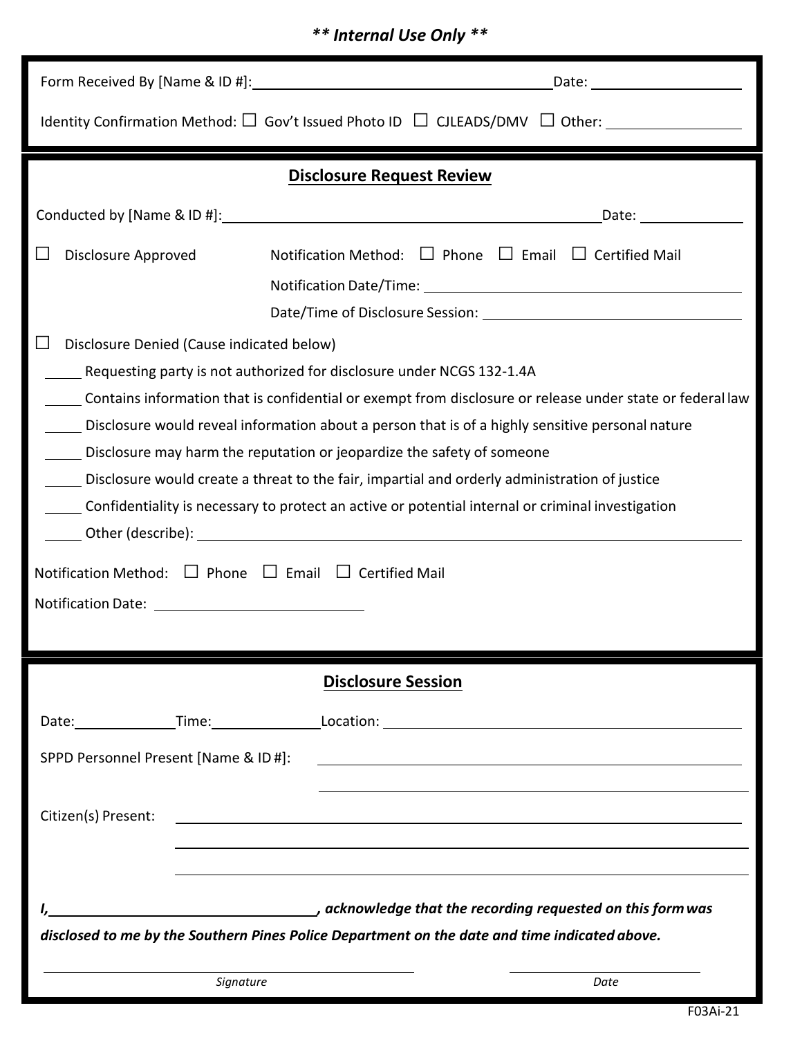***** Internal Use Only *****

Form Received By [Name & ID #]: ____________________________________ Date: ____________________

Identity Confirmation Method: ☐ Gov't Issued Photo ID ☐ CJLEADS/DMV ☐ Other: ________________

## Disclosure Request Review

Conducted by [Name & ID #]: ____________________________________________ Date: ____________

☐ Disclosure Approved     Notification Method: ☐ Phone ☐ Email ☐ Certified Mail

Notification Date/Time: ____________________________________________

Date/Time of Disclosure Session: ____________________________________

☐ Disclosure Denied (Cause indicated below)

_____ Requesting party is not authorized for disclosure under NCGS 132-1.4A

_____ Contains information that is confidential or exempt from disclosure or release under state or federal law

_____ Disclosure would reveal information about a person that is of a highly sensitive personal nature

_____ Disclosure may harm the reputation or jeopardize the safety of someone

_____ Disclosure would create a threat to the fair, impartial and orderly administration of justice

_____ Confidentiality is necessary to protect an active or potential internal or criminal investigation

_____ Other (describe): ____________________________________________________________

Notification Method: ☐ Phone ☐ Email ☐ Certified Mail

Notification Date: __________________________

## Disclosure Session

Date: ____________ Time: ____________ Location: ______________________________________

SPPD Personnel Present [Name & ID #]: ____________________________________________

____________________________________________

Citizen(s) Present: ____________________________________________

____________________________________________

____________________________________________

***I, ________________________________, acknowledge that the recording requested on this form was disclosed to me by the Southern Pines Police Department on the date and time indicated above.***

______________________________________ *Signature*     ______________________ *Date*

F03Ai-21